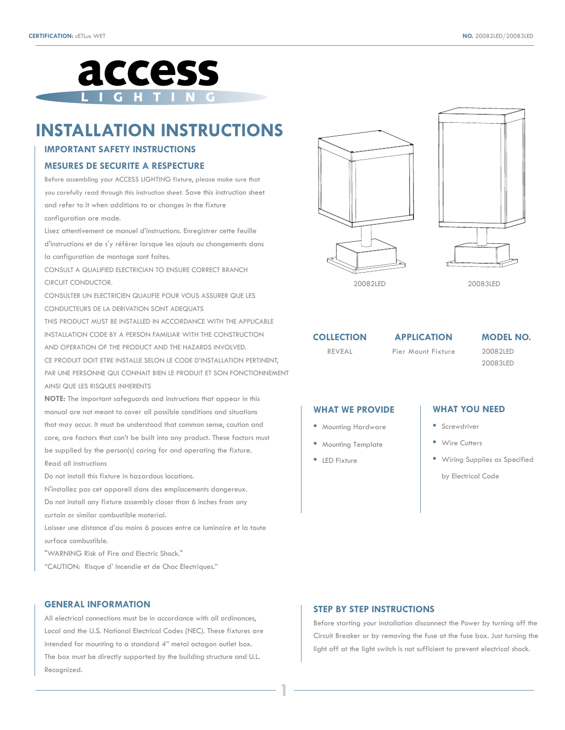**CERTIFICATION:** cETLus WET

**NO.** 20082LED/20083LED

# INSTALLATION INSTRUCTIONS

## IMPORTANT SAFETY INSTRUCTIONS

## MESURES DE SECURITE A RESPECTURE

Before assembling your ACCESS LIGHTING fixture, please make sure that you carefully read through this instruction sheet. Save this instruction sheet and refer to it when additions to or changes in the fixture configuration are made.

Lisez attentivement ce manuel d'instructions. Enregistrer cette feuille d'instructions et de s'y référer lorsque les ajouts ou changements dans la configuration de montage sont faites.

CONSULT A QUALIFIED ELECTRICIAN TO ENSURE CORRECT BRANCH CIRCUIT CONDUCTOR.

CONSULTER UN ELECTRICIEN QUALIFIE POUR VOUS ASSURER QUE LES CONDUCTEURS DE LA DERIVATION SONT ADEQUATS

THIS PRODUCT MUST BE INSTALLED IN ACCORDANCE WITH THE APPLICABLE INSTALLATION CODE BY A PERSON FAMILIAR WITH THE CONSTRUCTION AND OPERATION OF THE PRODUCT AND THE HAZARDS INVOLVED.

CE PRODUIT DOIT ETRE INSTALLE SELON LE CODE D'INSTALLATION PERTINENT, PAR UNE PERSONNE QUI CONNAIT BIEN LE PRODUIT ET SON FONCTIONNEMENT AINSI QUE LES RISQUES INHERENTS

**NOTE:** The important safeguards and instructions that appear in this manual are not meant to cover all possible conditions and situations that may occur. It must be understood that common sense, caution and care, are factors that can't be built into any product. These factors must be supplied by the person(s) caring for and operating the fixture.

Read all instructions

Do not install this fixture in hazardous locations.

N'installez pas cet appareil dans des emplacements dangereux.

Do not install any fixture assembly closer than 6 inches from any curtain or similar combustible material.

Laisser une distance d'au moins 6 pouces entre ce luminaire et la toute surface combustible.

"WARNING Risk of Fire and Electric Shock."

"CAUTION: Risque d' Incendie et de Choc Electriques."

20082LED

20083LED

| COLLECTION | APPLICATION | MODEL NO. |
|---|---|---|
| REVEAL | Pier Mount Fixture | 20082LED<br>20083LED |

## WHAT WE PROVIDE

- Mounting Hardware
- Mounting Template
- LED Fixture

## WHAT YOU NEED

- Screwdriver
- Wire Cutters
- Wiring Supplies as Specified by Electrical Code

## GENERAL INFORMATION

All electrical connections must be in accordance with all ordinances, Local and the U.S. National Electrical Codes (NEC). These fixtures are intended for mounting to a standard 4" metal octagon outlet box. The box must be directly supported by the building structure and U.L. Recognized.

## STEP BY STEP INSTRUCTIONS

Before starting your installation disconnect the Power by turning off the Circuit Breaker or by removing the fuse at the fuse box. Just turning the light off at the light switch is not sufficient to prevent electrical shock.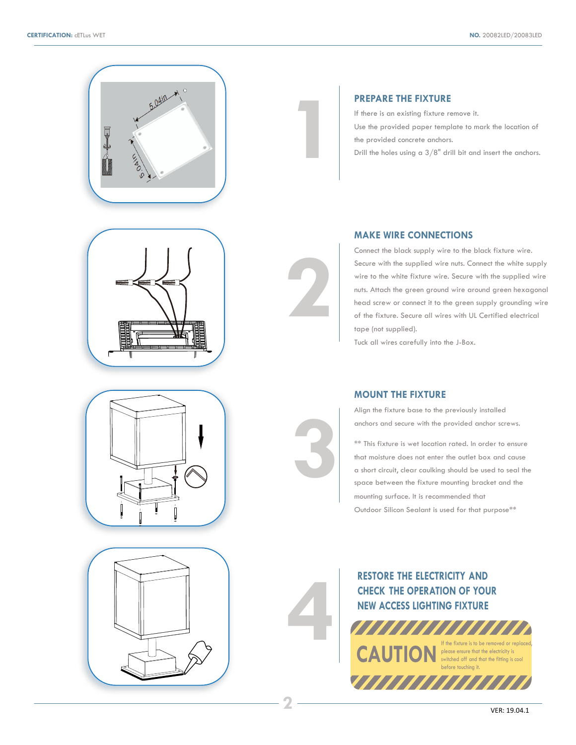## 1 PREPARE THE FIXTURE

If there is an existing fixture remove it.

Use the provided paper template to mark the location of the provided concrete anchors.

Drill the holes using a 3/8" drill bit and insert the anchors.

## 2 MAKE WIRE CONNECTIONS

Connect the black supply wire to the black fixture wire. Secure with the supplied wire nuts. Connect the white supply wire to the white fixture wire. Secure with the supplied wire nuts. Attach the green ground wire around green hexagonal head screw or connect it to the green supply grounding wire of the fixture. Secure all wires with UL Certified electrical tape (not supplied).

Tuck all wires carefully into the J-Box.

## 3 MOUNT THE FIXTURE

Align the fixture base to the previously installed anchors and secure with the provided anchor screws.

** This fixture is wet location rated. In order to ensure that moisture does not enter the outlet box and cause a short circuit, clear caulking should be used to seal the space between the fixture mounting bracket and the mounting surface. It is recommended that Outdoor Silicon Sealant is used for that purpose**

## 4 RESTORE THE ELECTRICITY AND CHECK THE OPERATION OF YOUR NEW ACCESS LIGHTING FIXTURE

**CAUTION** If the fixture is to be removed or replaced, please ensure that the electricity is switched off and that the fitting is cool before touching it.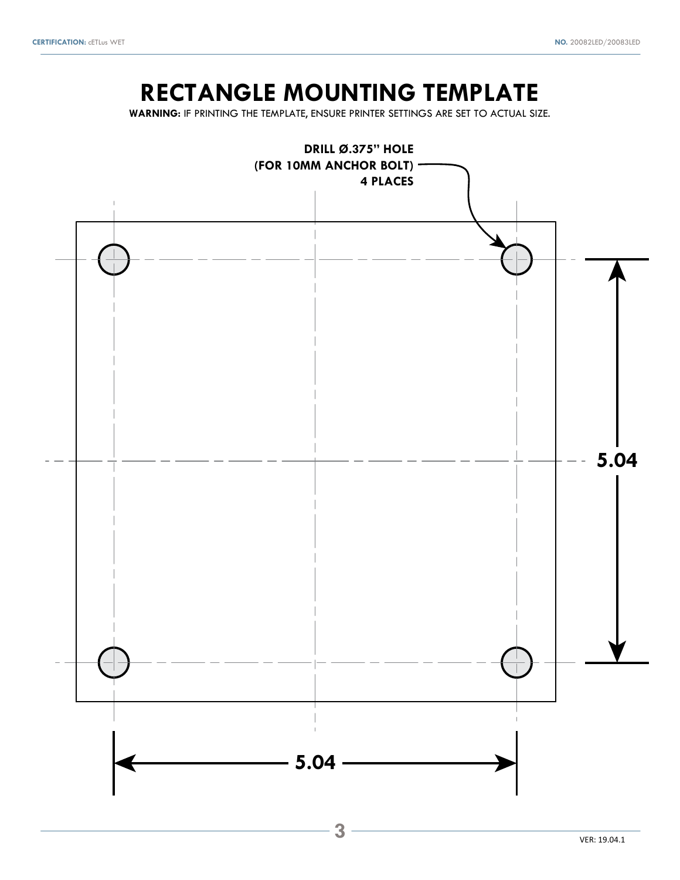# RECTANGLE MOUNTING TEMPLATE

**WARNING:** IF PRINTING THE TEMPLATE, ENSURE PRINTER SETTINGS ARE SET TO ACTUAL SIZE.

**DRILL Ø.375" HOLE**
**(FOR 10MM ANCHOR BOLT)**
**4 PLACES**

**5.04**

**5.04**